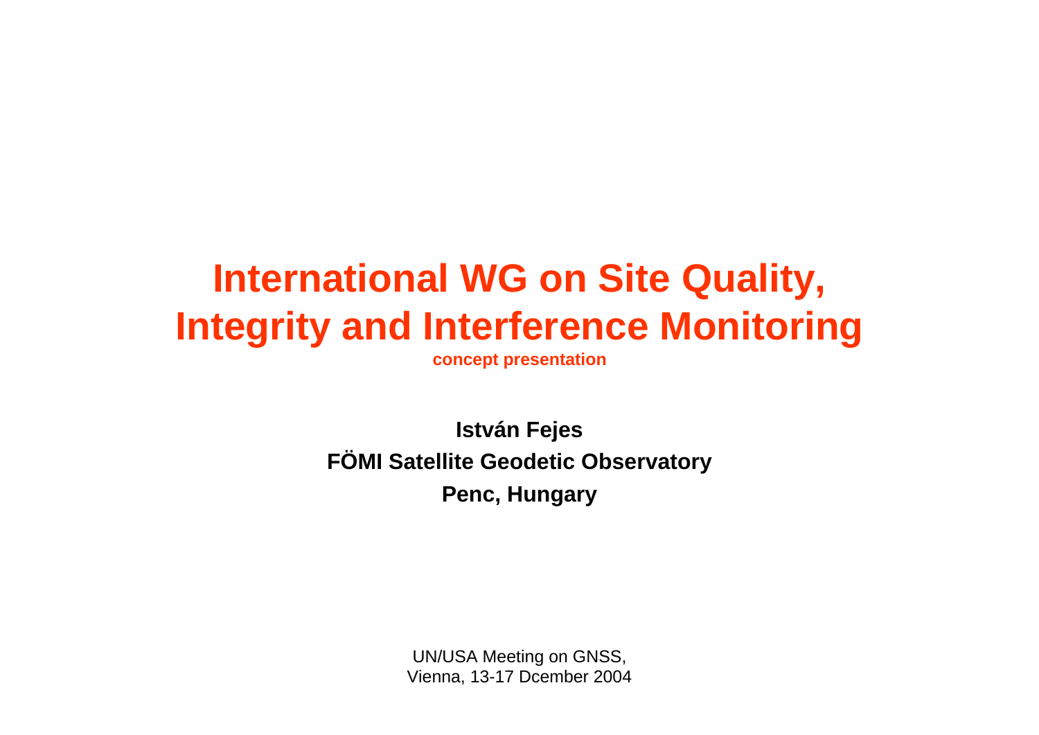# International WG on Site Quality, Integrity and Interference Monitoring

**concept presentation**

**István Fejes**

**FÖMI Satellite Geodetic Observatory**

**Penc, Hungary**

UN/USA Meeting on GNSS,
Vienna, 13-17 Dcember 2004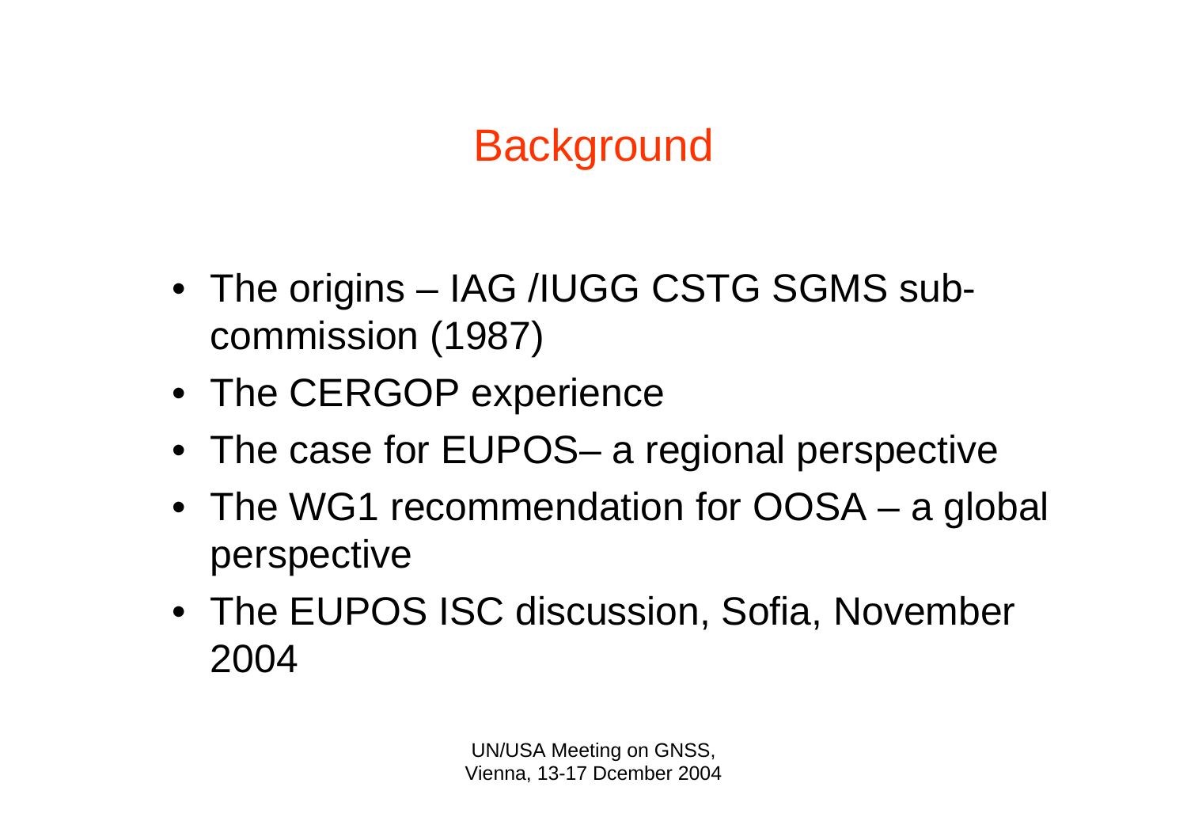# Background

- The origins – IAG /IUGG CSTG SGMS sub-commission (1987)
- The CERGOP experience
- The case for EUPOS– a regional perspective
- The WG1 recommendation for OOSA – a global perspective
- The EUPOS ISC discussion, Sofia, November 2004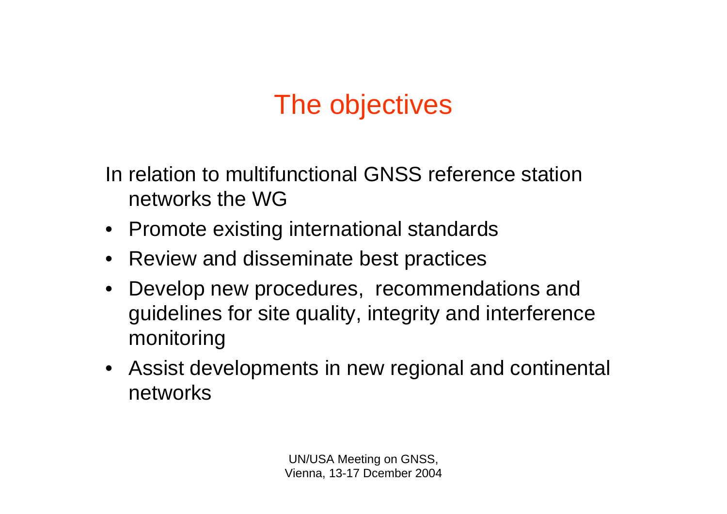# The objectives

In relation to multifunctional GNSS reference station networks the WG

- Promote existing international standards
- Review and disseminate best practices
- Develop new procedures, recommendations and guidelines for site quality, integrity and interference monitoring
- Assist developments in new regional and continental networks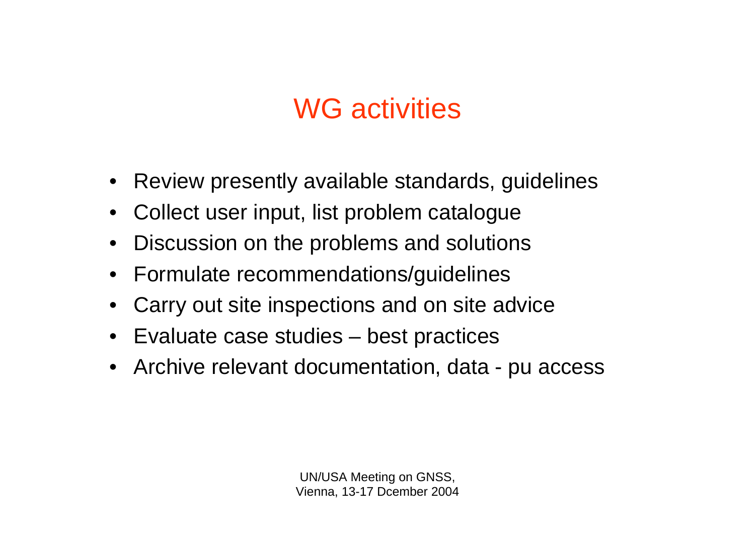# WG activities

- Review presently available standards, guidelines
- Collect user input, list problem catalogue
- Discussion on the problems and solutions
- Formulate recommendations/guidelines
- Carry out site inspections and on site advice
- Evaluate case studies – best practices
- Archive relevant documentation, data - pu access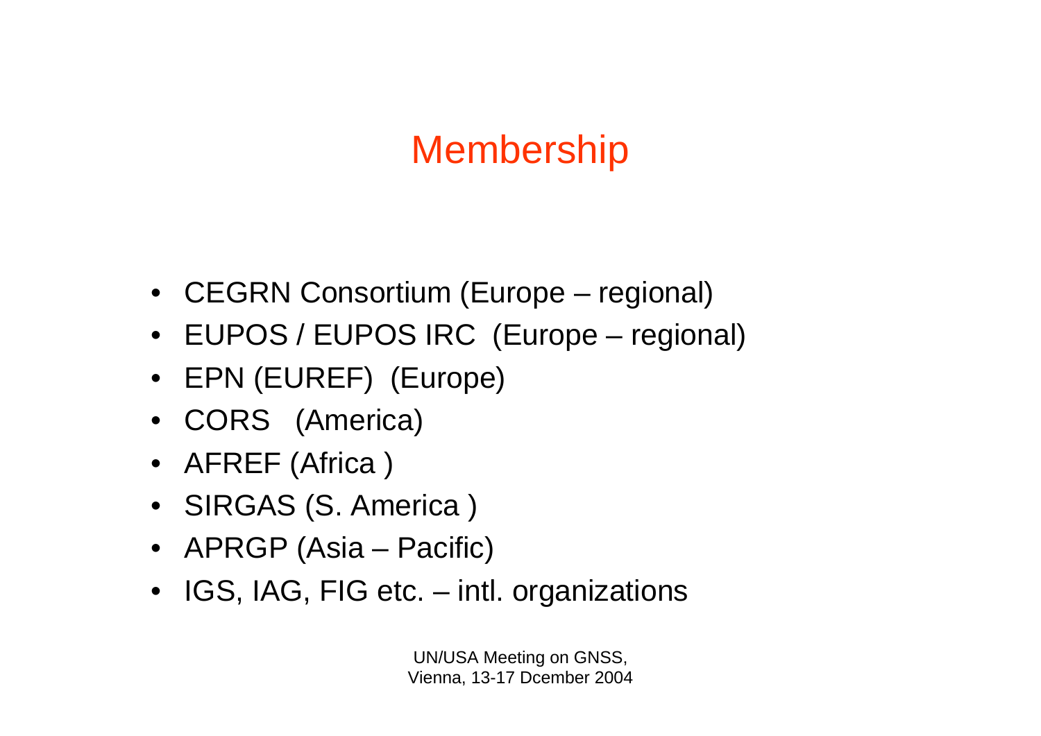# Membership

- CEGRN Consortium (Europe – regional)
- EUPOS / EUPOS IRC (Europe – regional)
- EPN (EUREF) (Europe)
- CORS (America)
- AFREF (Africa )
- SIRGAS (S. America )
- APRGP (Asia – Pacific)
- IGS, IAG, FIG etc. – intl. organizations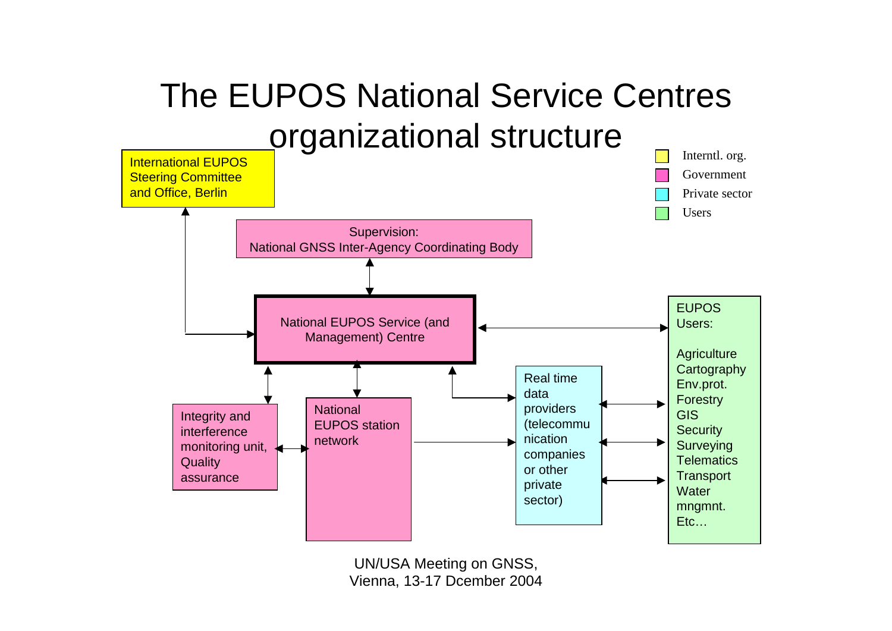# The EUPOS National Service Centres organizational structure

Interntl. org.
Government
Private sector
Users

International EUPOS Steering Committee and Office, Berlin

Supervision:
National GNSS Inter-Agency Coordinating Body

National EUPOS Service (and Management) Centre

EUPOS Users:

Agriculture
Cartography
Env.prot.
Forestry
GIS
Security
Surveying
Telematics
Transport
Water mngmnt.
Etc…

Integrity and interference monitoring unit, Quality assurance

National EUPOS station network

Real time data providers (telecommunication companies or other private sector)

UN/USA Meeting on GNSS, Vienna, 13-17 Dcember 2004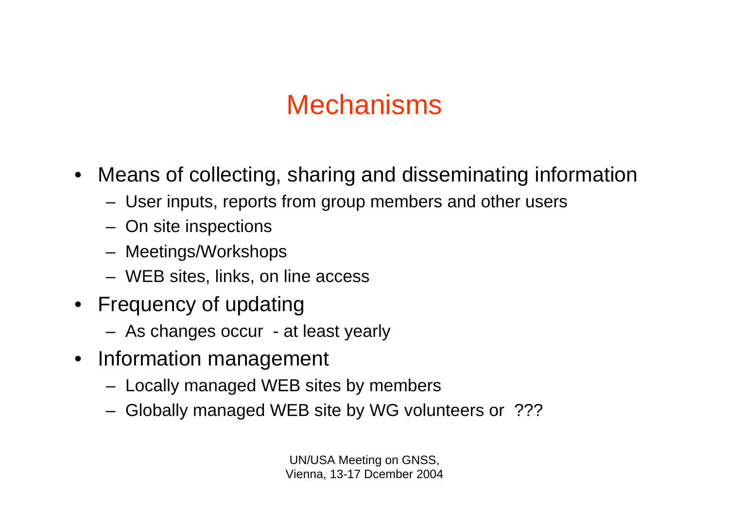# Mechanisms

- Means of collecting, sharing and disseminating information
  - User inputs, reports from group members and other users
  - On site inspections
  - Meetings/Workshops
  - WEB sites, links, on line access
- Frequency of updating
  - As changes occur - at least yearly
- Information management
  - Locally managed WEB sites by members
  - Globally managed WEB site by WG volunteers or ???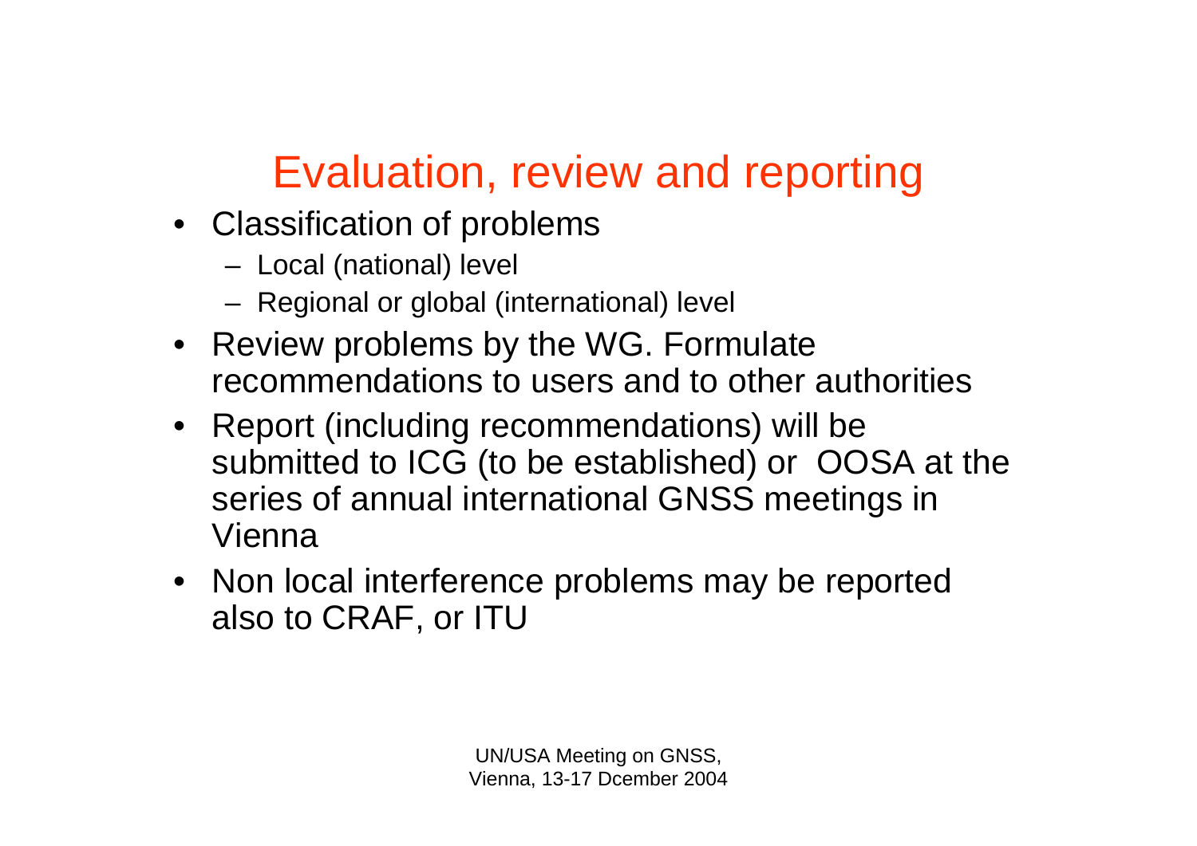# Evaluation, review and reporting

- Classification of problems
  - Local (national) level
  - Regional or global (international) level
- Review problems by the WG. Formulate recommendations to users and to other authorities
- Report (including recommendations) will be submitted to ICG (to be established) or OOSA at the series of annual international GNSS meetings in Vienna
- Non local interference problems may be reported also to CRAF, or ITU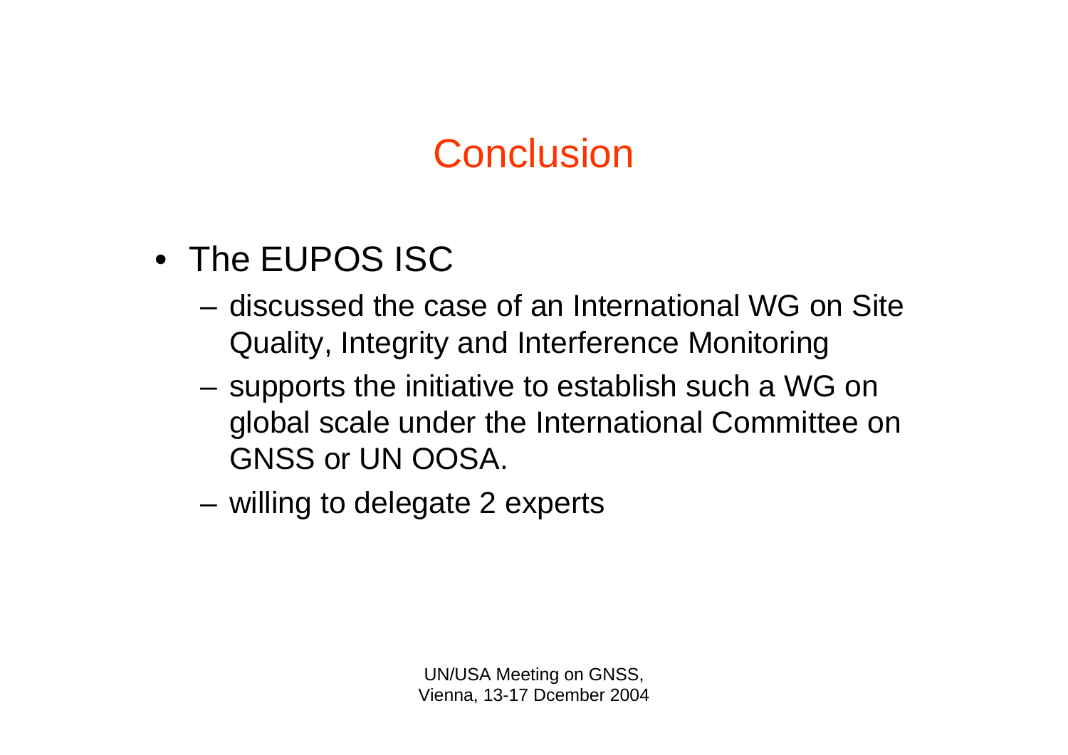# Conclusion

- The EUPOS ISC
  - discussed the case of an International WG on Site Quality, Integrity and Interference Monitoring
  - supports the initiative to establish such a WG on global scale under the International Committee on GNSS or UN OOSA.
  - willing to delegate 2 experts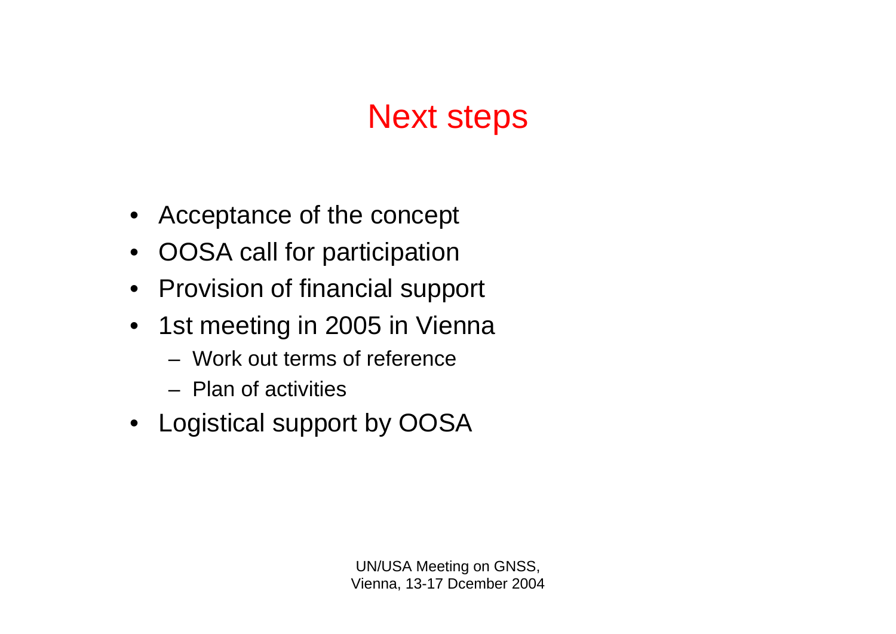# Next steps

- Acceptance of the concept
- OOSA call for participation
- Provision of financial support
- 1st meeting in 2005 in Vienna
  - Work out terms of reference
  - Plan of activities
- Logistical support by OOSA